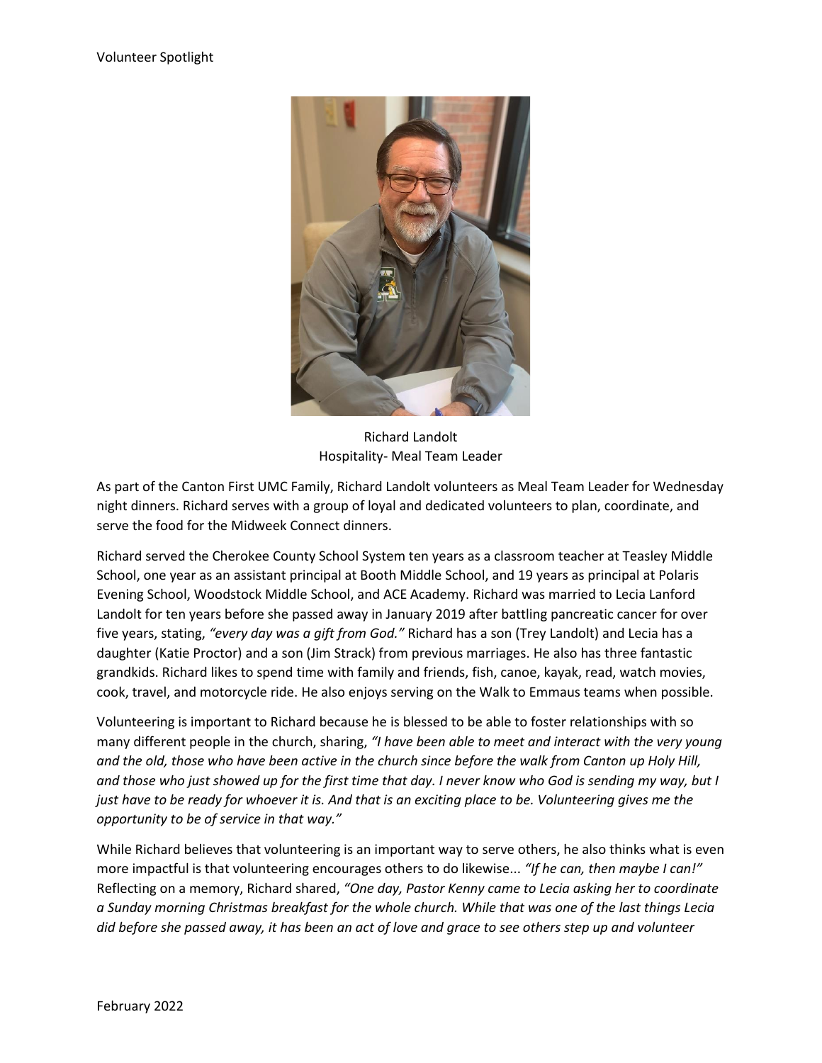Volunteer Spotlight

Richard Landolt
Hospitality- Meal Team Leader

As part of the Canton First UMC Family, Richard Landolt volunteers as Meal Team Leader for Wednesday night dinners. Richard serves with a group of loyal and dedicated volunteers to plan, coordinate, and serve the food for the Midweek Connect dinners.

Richard served the Cherokee County School System ten years as a classroom teacher at Teasley Middle School, one year as an assistant principal at Booth Middle School, and 19 years as principal at Polaris Evening School, Woodstock Middle School, and ACE Academy. Richard was married to Lecia Lanford Landolt for ten years before she passed away in January 2019 after battling pancreatic cancer for over five years, stating, *"every day was a gift from God."* Richard has a son (Trey Landolt) and Lecia has a daughter (Katie Proctor) and a son (Jim Strack) from previous marriages. He also has three fantastic grandkids. Richard likes to spend time with family and friends, fish, canoe, kayak, read, watch movies, cook, travel, and motorcycle ride. He also enjoys serving on the Walk to Emmaus teams when possible.

Volunteering is important to Richard because he is blessed to be able to foster relationships with so many different people in the church, sharing, *"I have been able to meet and interact with the very young and the old, those who have been active in the church since before the walk from Canton up Holy Hill, and those who just showed up for the first time that day. I never know who God is sending my way, but I just have to be ready for whoever it is. And that is an exciting place to be. Volunteering gives me the opportunity to be of service in that way."*

While Richard believes that volunteering is an important way to serve others, he also thinks what is even more impactful is that volunteering encourages others to do likewise... *"If he can, then maybe I can!"* Reflecting on a memory, Richard shared, *"One day, Pastor Kenny came to Lecia asking her to coordinate a Sunday morning Christmas breakfast for the whole church. While that was one of the last things Lecia did before she passed away, it has been an act of love and grace to see others step up and volunteer*

February 2022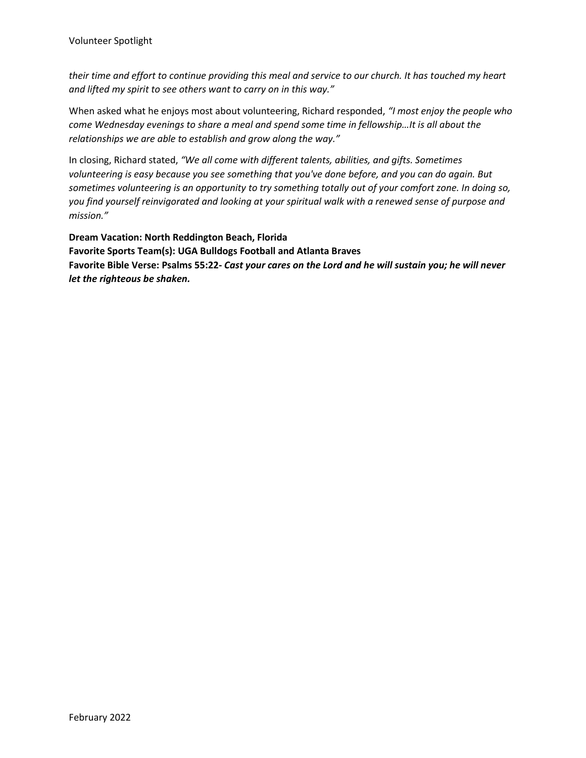*their time and effort to continue providing this meal and service to our church. It has touched my heart and lifted my spirit to see others want to carry on in this way."*

When asked what he enjoys most about volunteering, Richard responded, *"I most enjoy the people who come Wednesday evenings to share a meal and spend some time in fellowship…It is all about the relationships we are able to establish and grow along the way."*

In closing, Richard stated, *"We all come with different talents, abilities, and gifts. Sometimes volunteering is easy because you see something that you've done before, and you can do again. But sometimes volunteering is an opportunity to try something totally out of your comfort zone. In doing so, you find yourself reinvigorated and looking at your spiritual walk with a renewed sense of purpose and mission."*

**Dream Vacation: North Reddington Beach, Florida**
**Favorite Sports Team(s): UGA Bulldogs Football and Atlanta Braves**
**Favorite Bible Verse: Psalms 55:22-** ***Cast your cares on the Lord and he will sustain you; he will never let the righteous be shaken.***